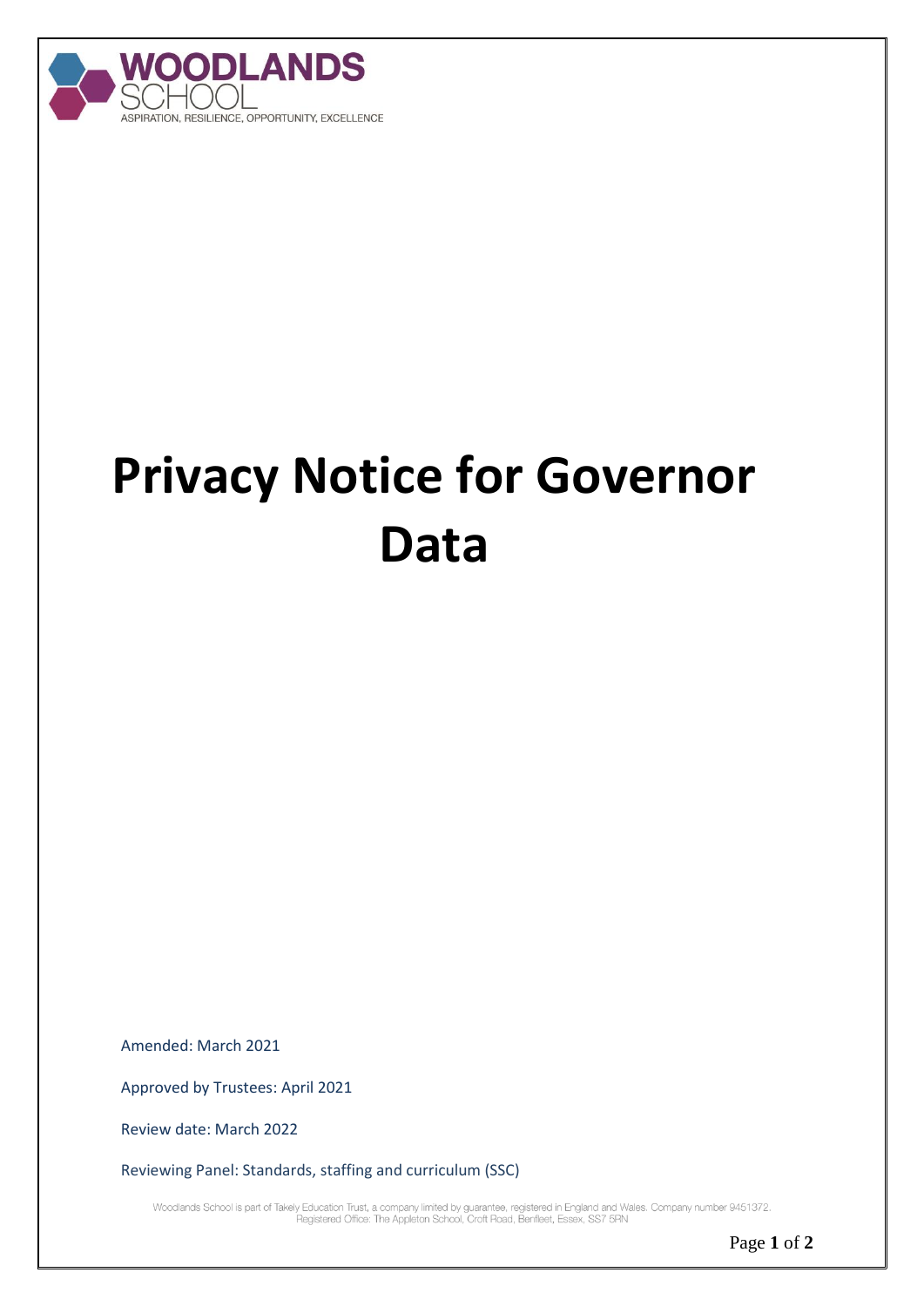WOODLANDS SCHOOL

ASPIRATION, RESILIENCE, OPPORTUNITY, EXCELLENCE

# Privacy Notice for Governor Data

Amended: March 2021

Approved by Trustees: April 2021

Review date: March 2022

Reviewing Panel: Standards, staffing and curriculum (SSC)

Woodlands School is part of Takely Education Trust, a company limited by guarantee, registered in England and Wales. Company number 9451372. Registered Office: The Appleton School, Croft Road, Benfleet, Essex, SS7 5RN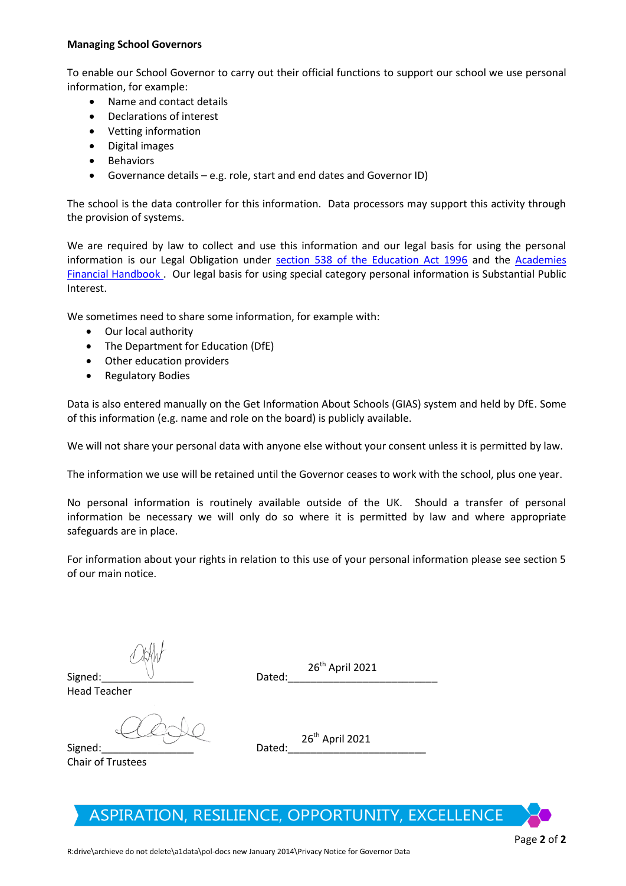**Managing School Governors**

To enable our School Governor to carry out their official functions to support our school we use personal information, for example:

- Name and contact details
- Declarations of interest
- Vetting information
- Digital images
- Behaviors
- Governance details – e.g. role, start and end dates and Governor ID)

The school is the data controller for this information. Data processors may support this activity through the provision of systems.

We are required by law to collect and use this information and our legal basis for using the personal information is our Legal Obligation under section 538 of the Education Act 1996 and the Academies Financial Handbook . Our legal basis for using special category personal information is Substantial Public Interest.

We sometimes need to share some information, for example with:

- Our local authority
- The Department for Education (DfE)
- Other education providers
- Regulatory Bodies

Data is also entered manually on the Get Information About Schools (GIAS) system and held by DfE. Some of this information (e.g. name and role on the board) is publicly available.

We will not share your personal data with anyone else without your consent unless it is permitted by law.

The information we use will be retained until the Governor ceases to work with the school, plus one year.

No personal information is routinely available outside of the UK. Should a transfer of personal information be necessary we will only do so where it is permitted by law and where appropriate safeguards are in place.

For information about your rights in relation to this use of your personal information please see section 5 of our main notice.

Signed:\_\_\_\_\_\_\_\_\_\_\_\_\_\_\_\_ Dated: 26th April 2021
Head Teacher

Signed:\_\_\_\_\_\_\_\_\_\_\_\_\_\_\_\_ Dated: 26th April 2021
Chair of Trustees

ASPIRATION, RESILIENCE, OPPORTUNITY, EXCELLENCE

R:drive\archieve do not delete\a1data\pol-docs new January 2014\Privacy Notice for Governor Data